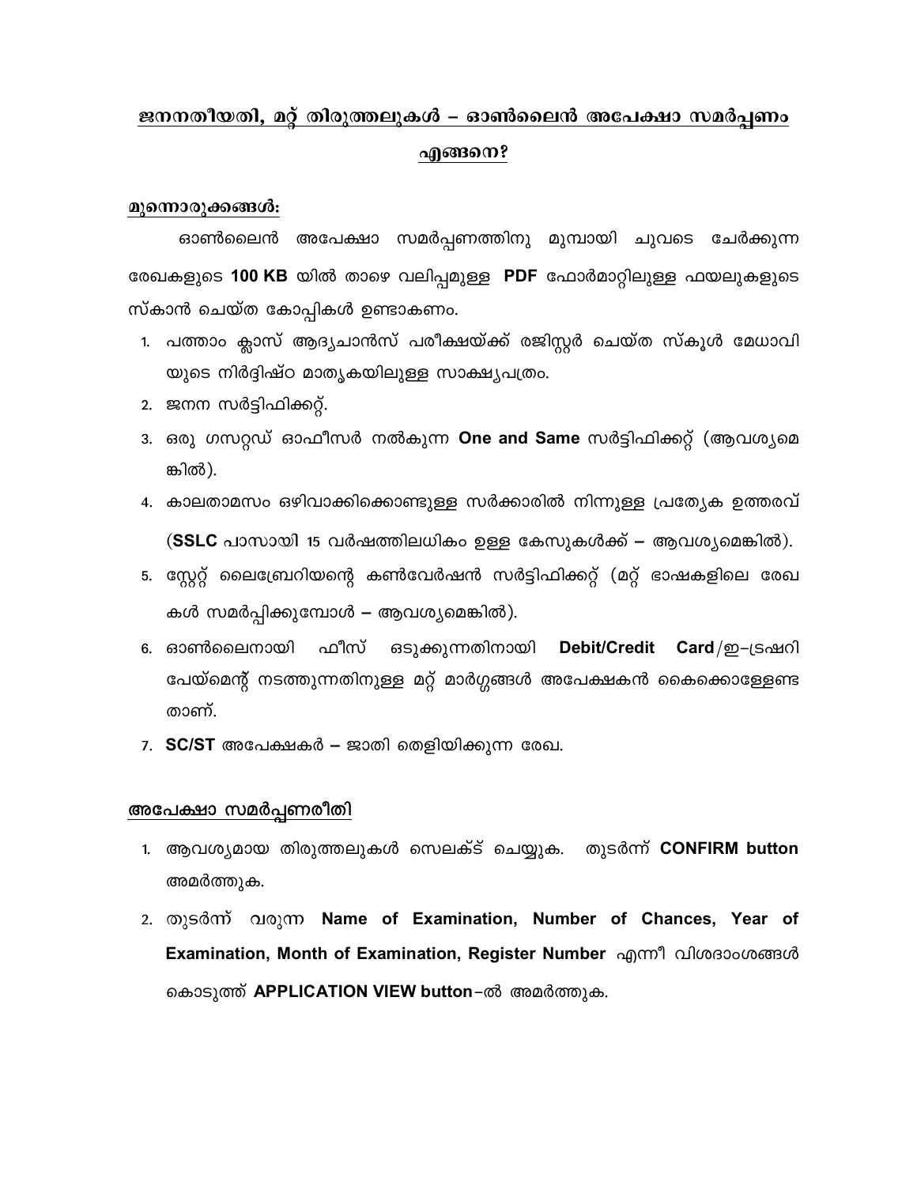# ജനനതീയതി, മറ്റ് തിരുത്തലുകൾ – ഓൺലൈൻ അപേക്ഷാ സമർപ്പണം എങ്ങനെ?

## മുന്നൊരുക്കങ്ങൾ:

ഓൺലൈൻ അപേക്ഷാ സമർപ്പണത്തിനു മുമ്പായി ചുവടെ ചേർക്കുന്ന രേഖകളുടെ **100 KB** യിൽ താഴെ വലിപ്പമുള്ള **PDF** ഫോർമാറ്റിലുള്ള ഫയലുകളുടെ സ്കാൻ ചെയ്ത കോപ്പികൾ ഉണ്ടാകണം.

1. പത്താം ക്ലാസ് ആദ്യചാൻസ് പരീക്ഷയ്ക്ക് രജിസ്റ്റർ ചെയ്ത സ്കൂൾ മേധാവി യുടെ നിർദ്ദിഷ്ഠ മാതൃകയിലുള്ള സാക്ഷ്യപത്രം.
2. ജനന സർട്ടിഫിക്കറ്റ്.
3. ഒരു ഗസറ്റഡ് ഓഫീസർ നൽകുന്ന **One and Same** സർട്ടിഫിക്കറ്റ് (ആവശ്യമെങ്കിൽ).
4. കാലതാമസം ഒഴിവാക്കിക്കൊണ്ടുള്ള സർക്കാരിൽ നിന്നുള്ള പ്രത്യേക ഉത്തരവ് (**SSLC** പാസായി 15 വർഷത്തിലധികം ഉള്ള കേസുകൾക്ക് – ആവശ്യമെങ്കിൽ).
5. സ്റ്റേറ്റ് ലൈബ്രേറിയന്റെ കൺവേർഷൻ സർട്ടിഫിക്കറ്റ് (മറ്റ് ഭാഷകളിലെ രേഖകൾ സമർപ്പിക്കുമ്പോൾ – ആവശ്യമെങ്കിൽ).
6. ഓൺലൈനായി ഫീസ് ഒടുക്കുന്നതിനായി **Debit/Credit Card**/ഇ-ട്രഷറി പേയ്മെന്റ് നടത്തുന്നതിനുള്ള മറ്റ് മാർഗ്ഗങ്ങൾ അപേക്ഷകൻ കൈക്കൊള്ളേണ്ടതാണ്.
7. **SC/ST** അപേക്ഷകർ – ജാതി തെളിയിക്കുന്ന രേഖ.

## അപേക്ഷാ സമർപ്പണരീതി

1. ആവശ്യമായ തിരുത്തലുകൾ സെലക്ട് ചെയ്യുക. തുടർന്ന് **CONFIRM button** അമർത്തുക.
2. തുടർന്ന് വരുന്ന **Name of Examination, Number of Chances, Year of Examination, Month of Examination, Register Number** എന്നീ വിശദാംശങ്ങൾ കൊടുത്ത് **APPLICATION VIEW button**-ൽ അമർത്തുക.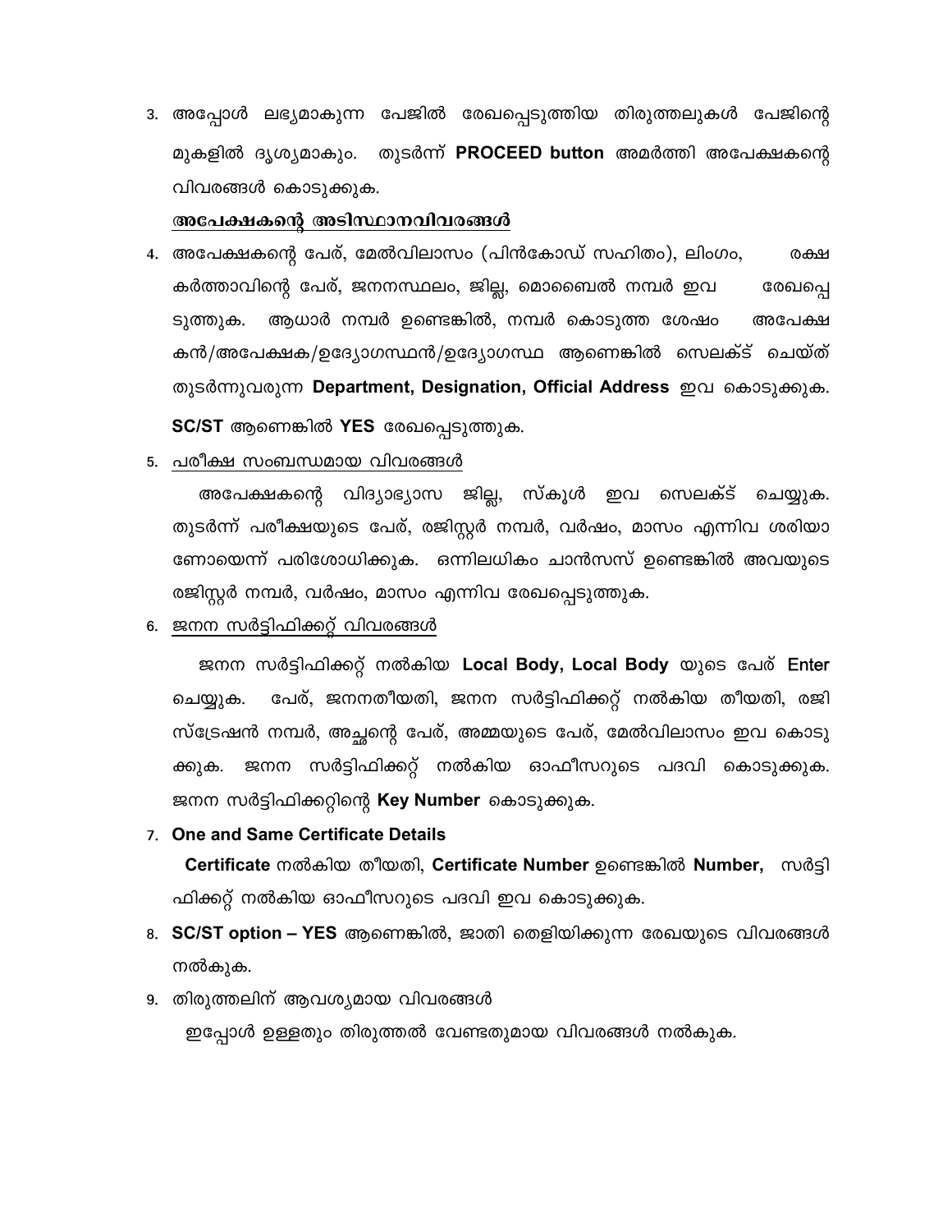3. അപ്പോൾ ലഭ്യമാകുന്ന പേജിൽ രേഖപ്പെടുത്തിയ തിരുത്തലുകൾ പേജിന്റെ മുകളിൽ ദൃശ്യമാകും. തുടർന്ന് **PROCEED button** അമർത്തി അപേക്ഷകന്റെ വിവരങ്ങൾ കൊടുക്കുക.

<u>**അപേക്ഷകന്റെ അടിസ്ഥാനവിവരങ്ങൾ**</u>

4. അപേക്ഷകന്റെ പേര്, മേൽവിലാസം (പിൻകോഡ് സഹിതം), ലിംഗം, രക്ഷ കർത്താവിന്റെ പേര്, ജനനസ്ഥലം, ജില്ല, മൊബൈൽ നമ്പർ ഇവ രേഖപ്പെടുത്തുക. ആധാർ നമ്പർ ഉണ്ടെങ്കിൽ, നമ്പർ കൊടുത്ത ശേഷം അപേക്ഷകൻ/അപേക്ഷക/ഉദ്യോഗസ്ഥൻ/ഉദ്യോഗസ്ഥ ആണെങ്കിൽ സെലക്ട് ചെയ്ത് തുടർന്നുവരുന്ന **Department, Designation, Official Address** ഇവ കൊടുക്കുക. **SC/ST** ആണെങ്കിൽ **YES** രേഖപ്പെടുത്തുക.

5. <u>പരീക്ഷ സംബന്ധമായ വിവരങ്ങൾ</u>

   അപേക്ഷകന്റെ വിദ്യാഭ്യാസ ജില്ല, സ്കൂൾ ഇവ സെലക്ട് ചെയ്യുക. തുടർന്ന് പരീക്ഷയുടെ പേര്, രജിസ്റ്റർ നമ്പർ, വർഷം, മാസം എന്നിവ ശരിയാണോയെന്ന് പരിശോധിക്കുക. ഒന്നിലധികം ചാൻസസ് ഉണ്ടെങ്കിൽ അവയുടെ രജിസ്റ്റർ നമ്പർ, വർഷം, മാസം എന്നിവ രേഖപ്പെടുത്തുക.

6. <u>ജനന സർട്ടിഫിക്കറ്റ് വിവരങ്ങൾ</u>

   ജനന സർട്ടിഫിക്കറ്റ് നൽകിയ **Local Body, Local Body** യുടെ പേര് Enter ചെയ്യുക. പേര്, ജനനതീയതി, ജനന സർട്ടിഫിക്കറ്റ് നൽകിയ തീയതി, രജിസ്ട്രേഷൻ നമ്പർ, അച്ഛന്റെ പേര്, അമ്മയുടെ പേര്, മേൽവിലാസം ഇവ കൊടുക്കുക. ജനന സർട്ടിഫിക്കറ്റ് നൽകിയ ഓഫീസറുടെ പദവി കൊടുക്കുക. ജനന സർട്ടിഫിക്കറ്റിന്റെ **Key Number** കൊടുക്കുക.

7. **One and Same Certificate Details**

   **Certificate** നൽകിയ തീയതി, **Certificate Number** ഉണ്ടെങ്കിൽ **Number,** സർട്ടിഫിക്കറ്റ് നൽകിയ ഓഫീസറുടെ പദവി ഇവ കൊടുക്കുക.

8. **SC/ST option – YES** ആണെങ്കിൽ, ജാതി തെളിയിക്കുന്ന രേഖയുടെ വിവരങ്ങൾ നൽകുക.

9. തിരുത്തലിന് ആവശ്യമായ വിവരങ്ങൾ

   ഇപ്പോൾ ഉള്ളതും തിരുത്തൽ വേണ്ടതുമായ വിവരങ്ങൾ നൽകുക.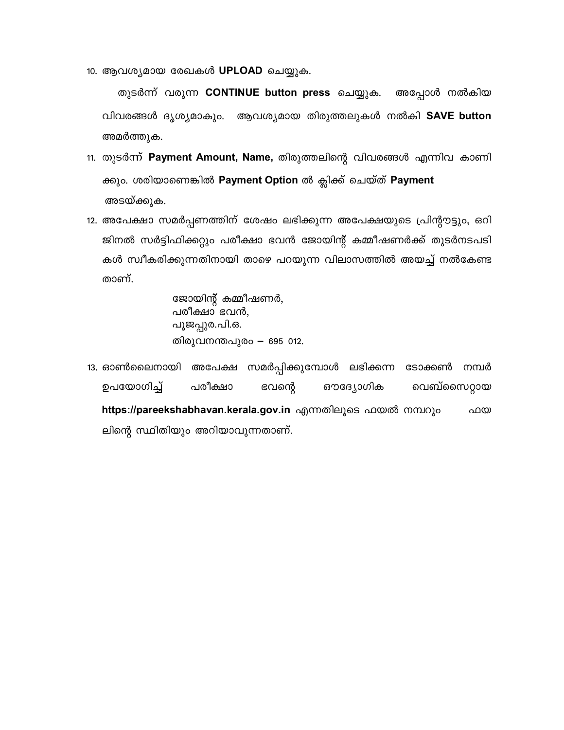10. ആവശ്യമായ രേഖകൾ **UPLOAD** ചെയ്യുക.

    തുടർന്ന് വരുന്ന **CONTINUE button press** ചെയ്യുക. അപ്പോൾ നൽകിയ വിവരങ്ങൾ ദൃശ്യമാകും. ആവശ്യമായ തിരുത്തലുകൾ നൽകി **SAVE button** അമർത്തുക.

11. തുടർന്ന് **Payment Amount, Name,** തിരുത്തലിന്റെ വിവരങ്ങൾ എന്നിവ കാണിക്കും. ശരിയാണെങ്കിൽ **Payment Option** ൽ ക്ലിക്ക് ചെയ്ത് **Payment** അടയ്ക്കുക.

12. അപേക്ഷാ സമർപ്പണത്തിന് ശേഷം ലഭിക്കുന്ന അപേക്ഷയുടെ പ്രിന്റൗട്ടും, ഒറിജിനൽ സർട്ടിഫിക്കറ്റും പരീക്ഷാ ഭവൻ ജോയിന്റ് കമ്മീഷണർക്ക് തുടർനടപടികൾ സ്വീകരിക്കുന്നതിനായി താഴെ പറയുന്ന വിലാസത്തിൽ അയച്ച് നൽകേണ്ടതാണ്.

    ജോയിന്റ് കമ്മീഷണർ,
    പരീക്ഷാ ഭവൻ,
    പൂജപ്പുര.പി.ഒ.
    തിരുവനന്തപുരം – 695 012.

13. ഓൺലൈനായി അപേക്ഷ സമർപ്പിക്കുമ്പോൾ ലഭിക്കുന്ന ടോക്കൺ നമ്പർ ഉപയോഗിച്ച് പരീക്ഷാ ഭവന്റെ ഔദ്യോഗിക വെബ്സൈറ്റായ **https://pareekshabhavan.kerala.gov.in** എന്നതിലൂടെ ഫയൽ നമ്പറും ഫയലിന്റെ സ്ഥിതിയും അറിയാവുന്നതാണ്.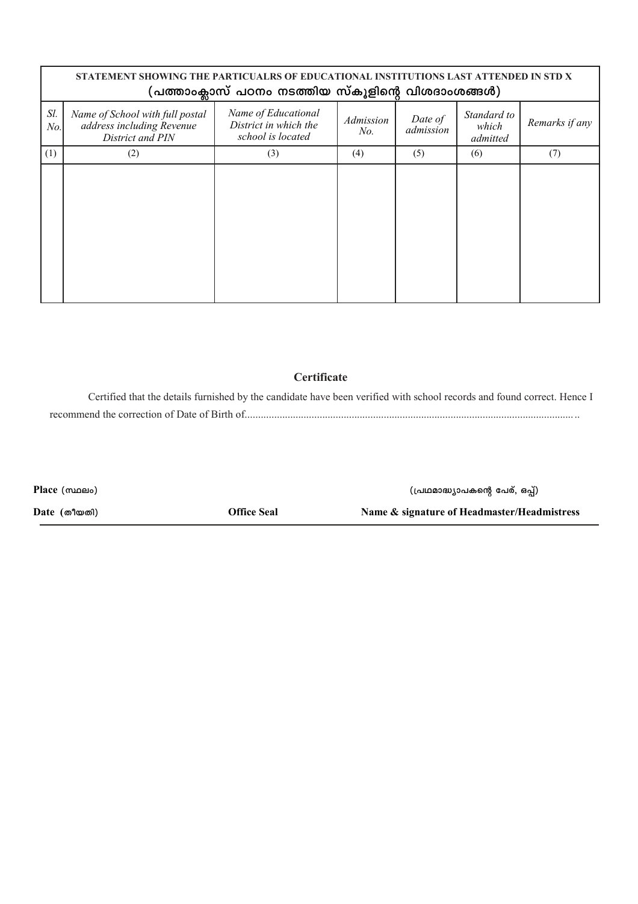| STATEMENT SHOWING THE PARTICUALRS OF EDUCATIONAL INSTITUTIONS LAST ATTENDED IN STD X (പത്താംക്ലാസ് പഠനം നടത്തിയ സ്കൂളിന്റെ വിശദാംശങ്ങൾ) | | | | | | |
|---|---|---|---|---|---|---|
| *Sl. No.* | *Name of School with full postal address including Revenue District and PIN* | *Name of Educational District in which the school is located* | *Admission No.* | *Date of admission* | *Standard to which admitted* | *Remarks if any* |
| (1) | (2) | (3) | (4) | (5) | (6) | (7) |
| | | | | | | |

## Certificate

Certified that the details furnished by the candidate have been verified with school records and found correct. Hence I recommend the correction of Date of Birth of..............................................................................................................................

**Place** (സ്ഥലം)

**Date** (തീയതി) **Office Seal**

(പ്രഥമാദ്ധ്യാപകന്റെ പേര്, ഒപ്പ്)

**Name & signature of Headmaster/Headmistress**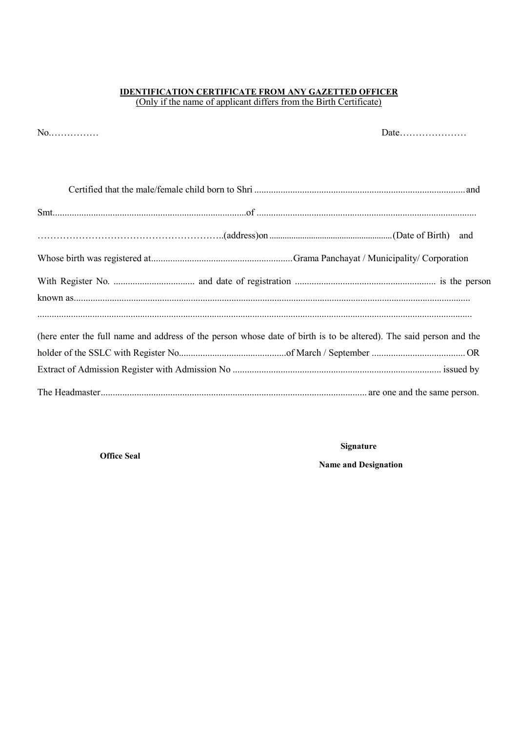**IDENTIFICATION CERTIFICATE FROM ANY GAZETTED OFFICER**

(Only if the name of applicant differs from the Birth Certificate)

No.…………… Date…………………

Certified that the male/female child born to Shri ........................................................................................ and Smt.................................................................................of ............................................................................................ ………………………………………………..(address)on .........................................................(Date of Birth) and Whose birth was registered at...........................................................Grama Panchayat / Municipality/ Corporation With Register No. .................................. and date of registration ........................................................... is the person known as...................................................................................................................................................................

...................................................................................................................................................................................

(here enter the full name and address of the person whose date of birth is to be altered). The said person and the holder of the SSLC with Register No.............................................of March / September ....................................... OR Extract of Admission Register with Admission No ....................................................................................... issued by The Headmaster.............................................................................................................. are one and the same person.

**Office Seal**

**Signature**

**Name and Designation**